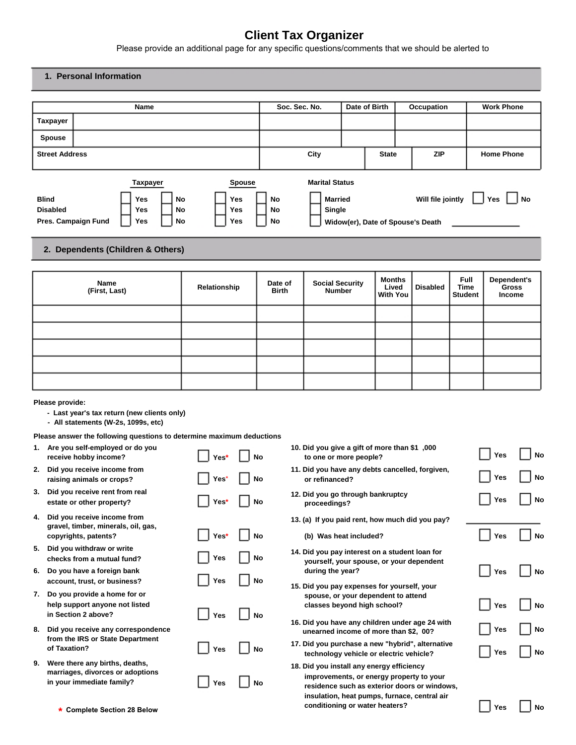# Client Tax Organizer

Please provide an additional page for any specific questions/comments that we should be alerted to

## 1. Personal Information

| | Name | Soc. Sec. No. | Date of Birth | Occupation | Work Phone |
|---|---|---|---|---|---|
| Taxpayer | | | | | |
| Spouse | | | | | |

| Street Address | City | State | ZIP | Home Phone |
|---|---|---|---|---|
| | | | | |

| | Taxpayer | | Spouse | |
|---|---|---|---|---|
| Blind | ☐ Yes | ☐ No | ☐ Yes | ☐ No |
| Disabled | ☐ Yes | ☐ No | ☐ Yes | ☐ No |
| Pres. Campaign Fund | ☐ Yes | ☐ No | ☐ Yes | ☐ No |

**Marital Status**

- ☐ Married
- ☐ Single
- ☐ Widow(er), Date of Spouse's Death \_\_\_\_\_\_\_\_\_\_\_\_

Will file jointly ☐ Yes ☐ No

## 2. Dependents (Children & Others)

| Name (First, Last) | Relationship | Date of Birth | Social Security Number | Months Lived With You | Disabled | Full Time Student | Dependent's Gross Income |
|---|---|---|---|---|---|---|---|
| | | | | | | | |
| | | | | | | | |
| | | | | | | | |
| | | | | | | | |
| | | | | | | | |

**Please provide:**

- **Last year's tax return (new clients only)**
- **All statements (W-2s, 1099s, etc)**

**Please answer the following questions to determine maximum deductions**

1. Are you self-employed or do you receive hobby income? ☐ Yes* ☐ No
2. Did you receive income from raising animals or crops? ☐ Yes* ☐ No
3. Did you receive rent from real estate or other property? ☐ Yes* ☐ No
4. Did you receive income from gravel, timber, minerals, oil, gas, copyrights, patents? ☐ Yes* ☐ No
5. Did you withdraw or write checks from a mutual fund? ☐ Yes ☐ No
6. Do you have a foreign bank account, trust, or business? ☐ Yes ☐ No
7. Do you provide a home for or help support anyone not listed in Section 2 above? ☐ Yes ☐ No
8. Did you receive any correspondence from the IRS or State Department of Taxation? ☐ Yes ☐ No
9. Were there any births, deaths, marriages, divorces or adoptions in your immediate family? ☐ Yes ☐ No
10. Did you give a gift of more than $1 ,000 to one or more people? ☐ Yes ☐ No
11. Did you have any debts cancelled, forgiven, or refinanced? ☐ Yes ☐ No
12. Did you go through bankruptcy proceedings? ☐ Yes ☐ No
13. (a) If you paid rent, how much did you pay? \_\_\_\_\_\_\_\_\_\_\_\_

    (b) Was heat included? ☐ Yes ☐ No
14. Did you pay interest on a student loan for yourself, your spouse, or your dependent during the year? ☐ Yes ☐ No
15. Did you pay expenses for yourself, your spouse, or your dependent to attend classes beyond high school? ☐ Yes ☐ No
16. Did you have any children under age 24 with unearned income of more than $2, 00? ☐ Yes ☐ No
17. Did you purchase a new "hybrid", alternative technology vehicle or electric vehicle? ☐ Yes ☐ No
18. Did you install any energy efficiency improvements, or energy property to your residence such as exterior doors or windows, insulation, heat pumps, furnace, central air conditioning or water heaters? ☐ Yes ☐ No

* Complete Section 28 Below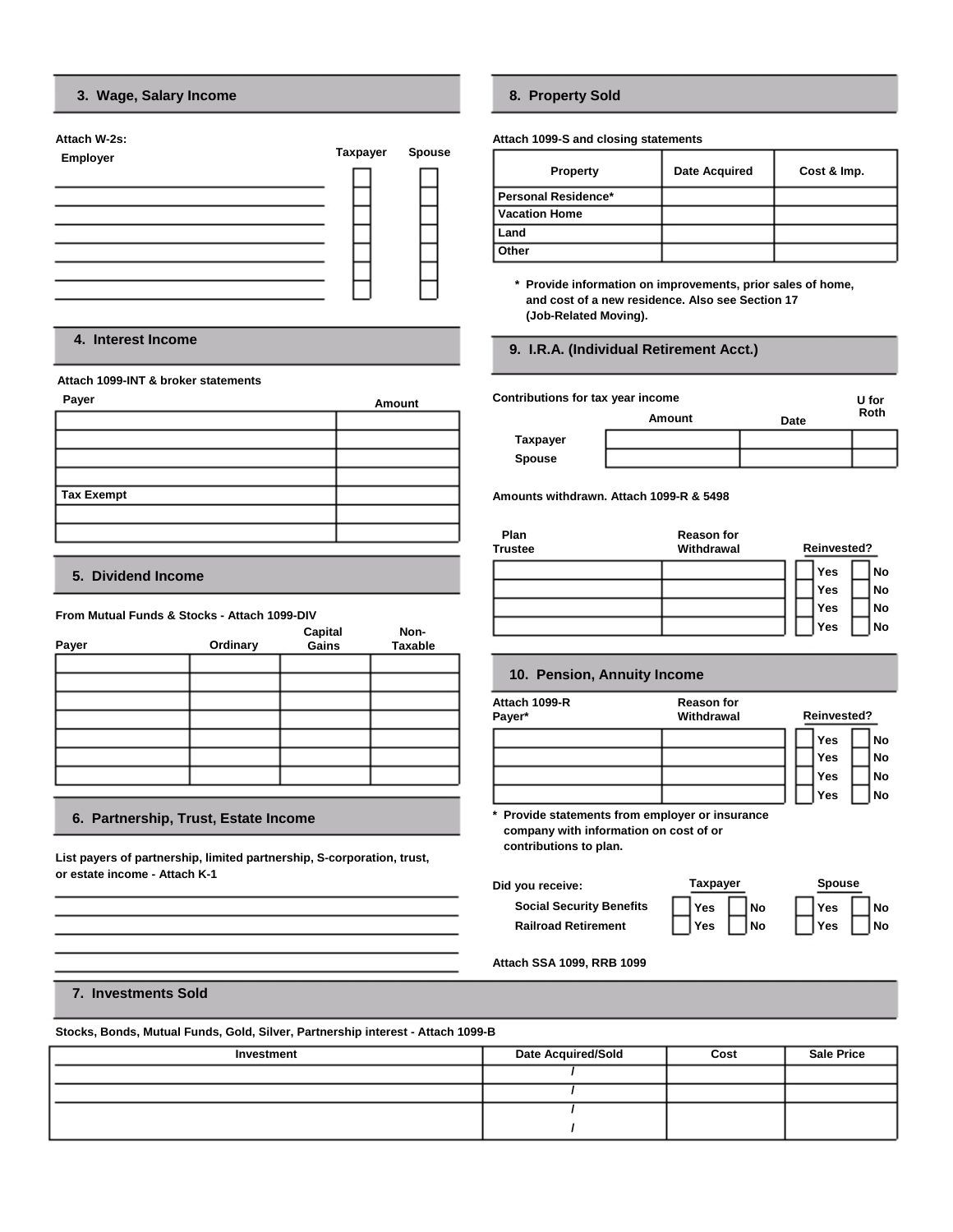## 3. Wage, Salary Income

Attach W-2s:

| Employer | Taxpayer | Spouse |
|---|---|---|
| | ☐ | ☐ |
| | ☐ | ☐ |
| | ☐ | ☐ |
| | ☐ | ☐ |
| | ☐ | ☐ |
| | ☐ | ☐ |
| | ☐ | ☐ |

## 4. Interest Income

Attach 1099-INT & broker statements

| Payer | Amount |
|---|---|
| | |
| | |
| | |
| | |
| Tax Exempt | |
| | |
| | |

## 5. Dividend Income

From Mutual Funds & Stocks - Attach 1099-DIV

| Payer | Ordinary | Capital Gains | Non-Taxable |
|---|---|---|---|
| | | | |
| | | | |
| | | | |
| | | | |
| | | | |
| | | | |
| | | | |

## 6. Partnership, Trust, Estate Income

List payers of partnership, limited partnership, S-corporation, trust, or estate income - Attach K-1

______________________________

______________________________

______________________________

______________________________

______________________________

## 8. Property Sold

Attach 1099-S and closing statements

| Property | Date Acquired | Cost & Imp. |
|---|---|---|
| Personal Residence* | | |
| Vacation Home | | |
| Land | | |
| Other | | |

\* Provide information on improvements, prior sales of home, and cost of a new residence. Also see Section 17 (Job-Related Moving).

## 9. I.R.A. (Individual Retirement Acct.)

Contributions for tax year income

| | Amount | Date | U for Roth |
|---|---|---|---|
| Taxpayer | | | |
| Spouse | | | |

Amounts withdrawn. Attach 1099-R & 5498

| Plan Trustee | Reason for Withdrawal | Reinvested? |
|---|---|---|
| | | ☐ Yes ☐ No |
| | | ☐ Yes ☐ No |
| | | ☐ Yes ☐ No |
| | | ☐ Yes ☐ No |

## 10. Pension, Annuity Income

| Attach 1099-R Payer* | Reason for Withdrawal | Reinvested? |
|---|---|---|
| | | ☐ Yes ☐ No |
| | | ☐ Yes ☐ No |
| | | ☐ Yes ☐ No |
| | | ☐ Yes ☐ No |

\* Provide statements from employer or insurance company with information on cost of or contributions to plan.

| Did you receive: | Taxpayer | Spouse |
|---|---|---|
| Social Security Benefits | ☐ Yes ☐ No | ☐ Yes ☐ No |
| Railroad Retirement | ☐ Yes ☐ No | ☐ Yes ☐ No |

Attach SSA 1099, RRB 1099

## 7. Investments Sold

Stocks, Bonds, Mutual Funds, Gold, Silver, Partnership interest - Attach 1099-B

| Investment | Date Acquired/Sold | Cost | Sale Price |
|---|---|---|---|
| | / | | |
| | / | | |
| | / | | |
| | / | | |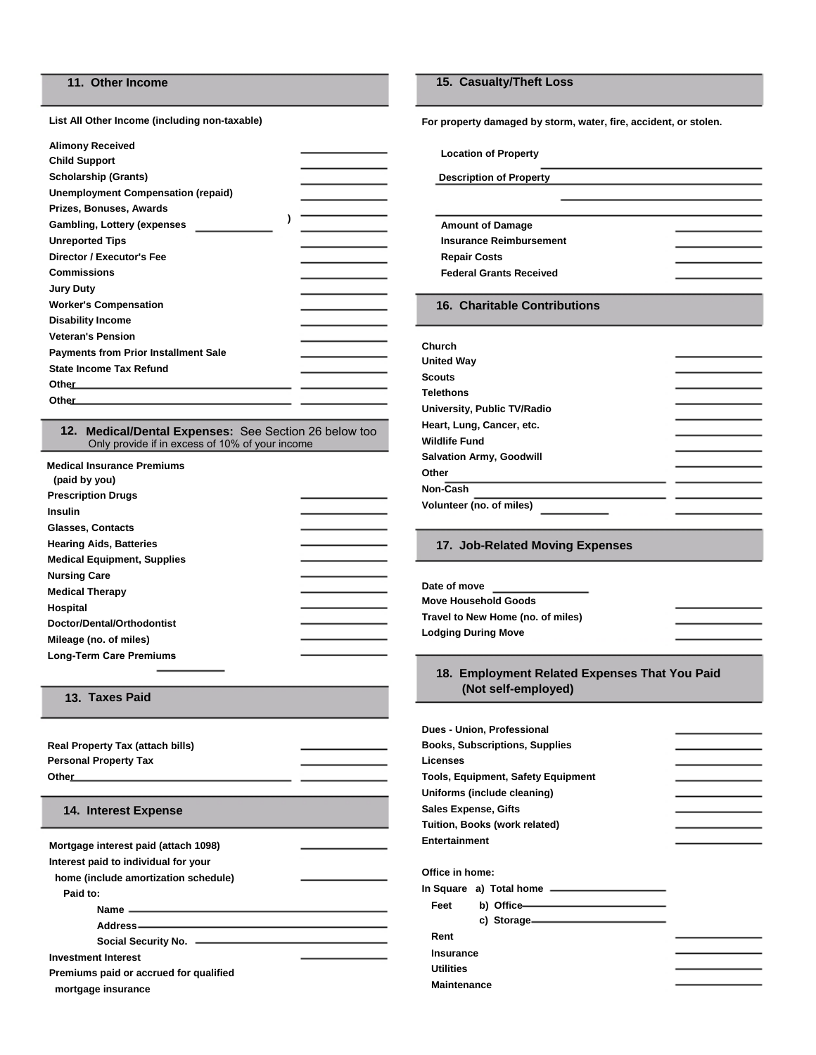## 11. Other Income

List All Other Income (including non-taxable)

- Alimony Received ______
- Child Support ______
- Scholarship (Grants) ______
- Unemployment Compensation (repaid) ______
- Prizes, Bonuses, Awards ______
- Gambling, Lottery (expenses ______ ) ______
- Unreported Tips ______
- Director / Executor's Fee ______
- Commissions ______
- Jury Duty ______
- Worker's Compensation ______
- Disability Income ______
- Veteran's Pension ______
- Payments from Prior Installment Sale ______
- State Income Tax Refund ______
- Other ______ ______
- Other ______ ______

## 12. Medical/Dental Expenses: See Section 26 below too

Only provide if in excess of 10% of your income

- Medical Insurance Premiums (paid by you) ______
- Prescription Drugs ______
- Insulin ______
- Glasses, Contacts ______
- Hearing Aids, Batteries ______
- Medical Equipment, Supplies ______
- Nursing Care ______
- Medical Therapy ______
- Hospital ______
- Doctor/Dental/Orthodontist ______
- Mileage (no. of miles) ______
- Long-Term Care Premiums ______

## 13. Taxes Paid

- Real Property Tax (attach bills) ______
- Personal Property Tax ______
- Other ______ ______

## 14. Interest Expense

- Mortgage interest paid (attach 1098) ______
- Interest paid to individual for your home (include amortization schedule) ______
  - Paid to:
    - Name ______
    - Address ______
    - Social Security No. ______
- Investment Interest ______
- Premiums paid or accrued for qualified mortgage insurance

## 15. Casualty/Theft Loss

For property damaged by storm, water, fire, accident, or stolen.

- Location of Property ______
- Description of Property ______
- Amount of Damage ______
- Insurance Reimbursement ______
- Repair Costs ______
- Federal Grants Received ______

## 16. Charitable Contributions

- Church ______
- United Way ______
- Scouts ______
- Telethons ______
- University, Public TV/Radio ______
- Heart, Lung, Cancer, etc. ______
- Wildlife Fund ______
- Salvation Army, Goodwill ______
- Other ______ ______
- Non-Cash ______ ______
- Volunteer (no. of miles) ______ ______

## 17. Job-Related Moving Expenses

- Date of move ______
- Move Household Goods ______
- Travel to New Home (no. of miles) ______
- Lodging During Move ______

## 18. Employment Related Expenses That You Paid (Not self-employed)

- Dues - Union, Professional ______
- Books, Subscriptions, Supplies ______
- Licenses ______
- Tools, Equipment, Safety Equipment ______
- Uniforms (include cleaning) ______
- Sales Expense, Gifts ______
- Tuition, Books (work related) ______
- Entertainment ______

Office in home:

- In Square Feet
  - a) Total home ______
  - b) Office ______
  - c) Storage ______
- Rent ______
- Insurance ______
- Utilities ______
- Maintenance ______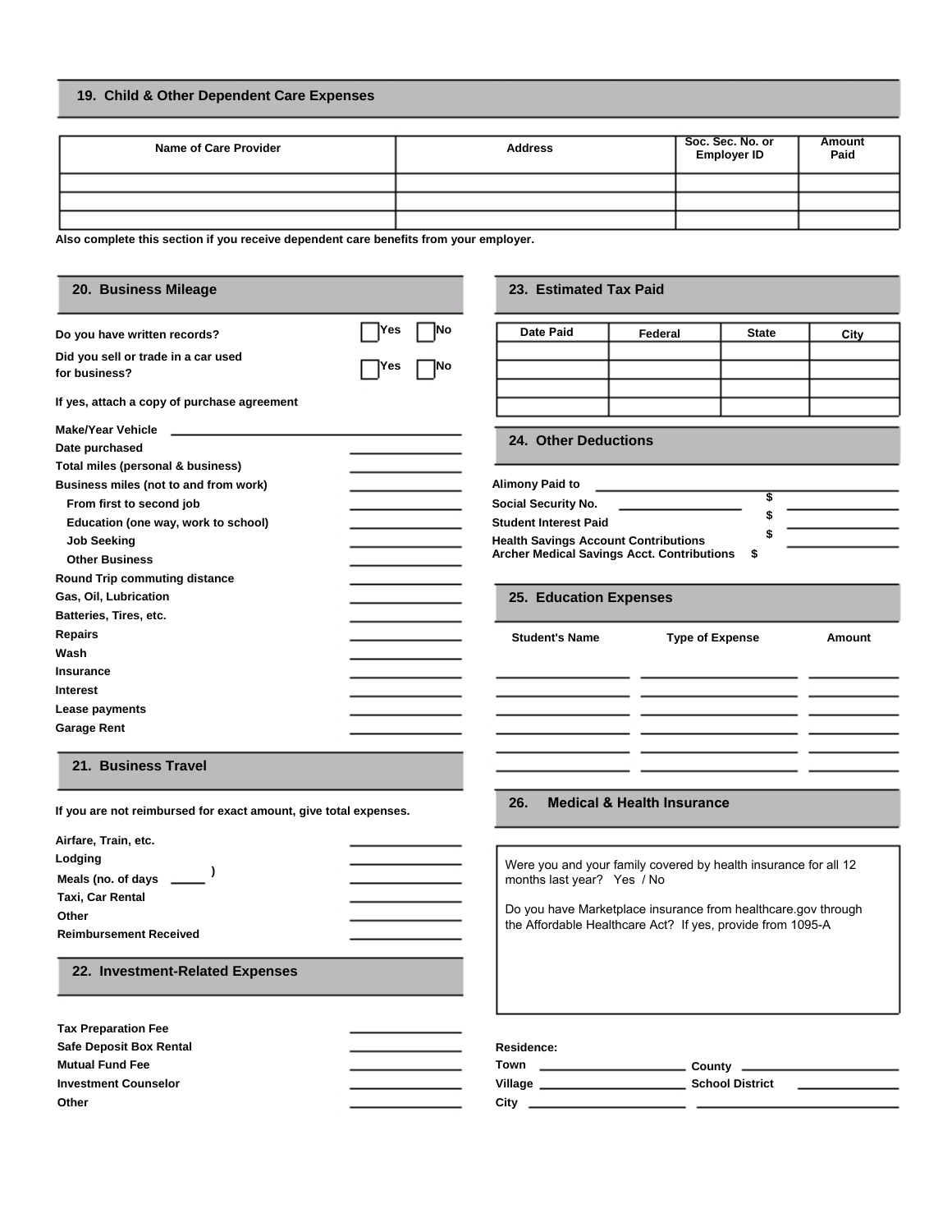## 19. Child & Other Dependent Care Expenses

| Name of Care Provider | Address | Soc. Sec. No. or Employer ID | Amount Paid |
|---|---|---|---|
| | | | |
| | | | |
| | | | |

**Also complete this section if you receive dependent care benefits from your employer.**

## 20. Business Mileage

**Do you have written records?** ☐ Yes ☐ No

**Did you sell or trade in a car used for business?** ☐ Yes ☐ No

**If yes, attach a copy of purchase agreement**

**Make/Year Vehicle** ______________________

**Date purchased** ______________

**Total miles (personal & business)** ______________

**Business miles (not to and from work)** ______________

**From first to second job** ______________

**Education (one way, work to school)** ______________

**Job Seeking** ______________

**Other Business** ______________

**Round Trip commuting distance** ______________

**Gas, Oil, Lubrication** ______________

**Batteries, Tires, etc.** ______________

**Repairs** ______________

**Wash** ______________

**Insurance** ______________

**Interest** ______________

**Lease payments** ______________

**Garage Rent** ______________

## 21. Business Travel

**If you are not reimbursed for exact amount, give total expenses.**

**Airfare, Train, etc.** ______________

**Lodging** ______________

**Meals (no. of days _____ )** ______________

**Taxi, Car Rental** ______________

**Other** ______________

**Reimbursement Received** ______________

## 22. Investment-Related Expenses

**Tax Preparation Fee** ______________

**Safe Deposit Box Rental** ______________

**Mutual Fund Fee** ______________

**Investment Counselor** ______________

**Other** ______________

## 23. Estimated Tax Paid

| Date Paid | Federal | State | City |
|---|---|---|---|
| | | | |
| | | | |
| | | | |
| | | | |

## 24. Other Deductions

**Alimony Paid to** ______________________

**Social Security No.** ______________ $ ______________

**Student Interest Paid** $ ______________

**Health Savings Account Contributions** $ ______________

**Archer Medical Savings Acct. Contributions** $

## 25. Education Expenses

| Student's Name | Type of Expense | Amount |
|---|---|---|
| | | |
| | | |
| | | |
| | | |
| | | |
| | | |

## 26. Medical & Health Insurance

Were you and your family covered by health insurance for all 12 months last year? Yes / No

Do you have Marketplace insurance from healthcare.gov through the Affordable Healthcare Act? If yes, provide from 1095-A

**Residence:**

**Town** ______________________ **County** ______________________

**Village** ______________________ **School District** ______________

**City** ______________________ ______________________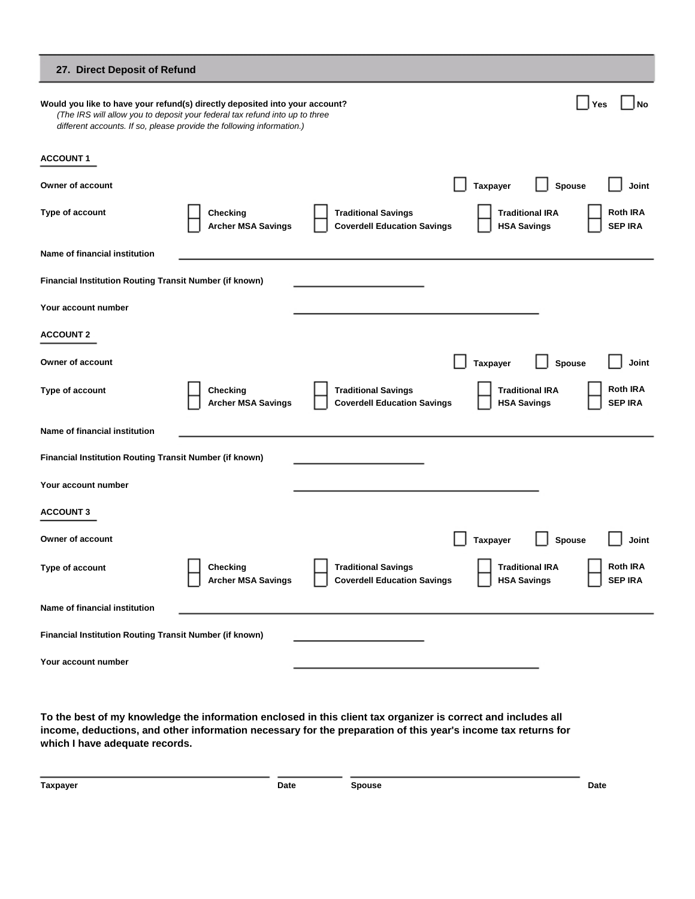## 27. Direct Deposit of Refund

**Would you like to have your refund(s) directly deposited into your account?** ☐ Yes ☐ No

*(The IRS will allow you to deposit your federal tax refund into up to three different accounts. If so, please provide the following information.)*

### ACCOUNT 1

**Owner of account** ☐ Taxpayer ☐ Spouse ☐ Joint

**Type of account**

- ☐ Checking
- ☐ Archer MSA Savings
- ☐ Traditional Savings
- ☐ Coverdell Education Savings
- ☐ Traditional IRA
- ☐ HSA Savings
- ☐ Roth IRA
- ☐ SEP IRA

**Name of financial institution** ____________________

**Financial Institution Routing Transit Number (if known)** ____________________

**Your account number** ____________________

### ACCOUNT 2

**Owner of account** ☐ Taxpayer ☐ Spouse ☐ Joint

**Type of account**

- ☐ Checking
- ☐ Archer MSA Savings
- ☐ Traditional Savings
- ☐ Coverdell Education Savings
- ☐ Traditional IRA
- ☐ HSA Savings
- ☐ Roth IRA
- ☐ SEP IRA

**Name of financial institution** ____________________

**Financial Institution Routing Transit Number (if known)** ____________________

**Your account number** ____________________

### ACCOUNT 3

**Owner of account** ☐ Taxpayer ☐ Spouse ☐ Joint

**Type of account**

- ☐ Checking
- ☐ Archer MSA Savings
- ☐ Traditional Savings
- ☐ Coverdell Education Savings
- ☐ Traditional IRA
- ☐ HSA Savings
- ☐ Roth IRA
- ☐ SEP IRA

**Name of financial institution** ____________________

**Financial Institution Routing Transit Number (if known)** ____________________

**Your account number** ____________________

**To the best of my knowledge the information enclosed in this client tax organizer is correct and includes all income, deductions, and other information necessary for the preparation of this year's income tax returns for which I have adequate records.**

| ____________________ | __________ | ____________________ | __________ |
|---|---|---|---|
| **Taxpayer** | **Date** | **Spouse** | **Date** |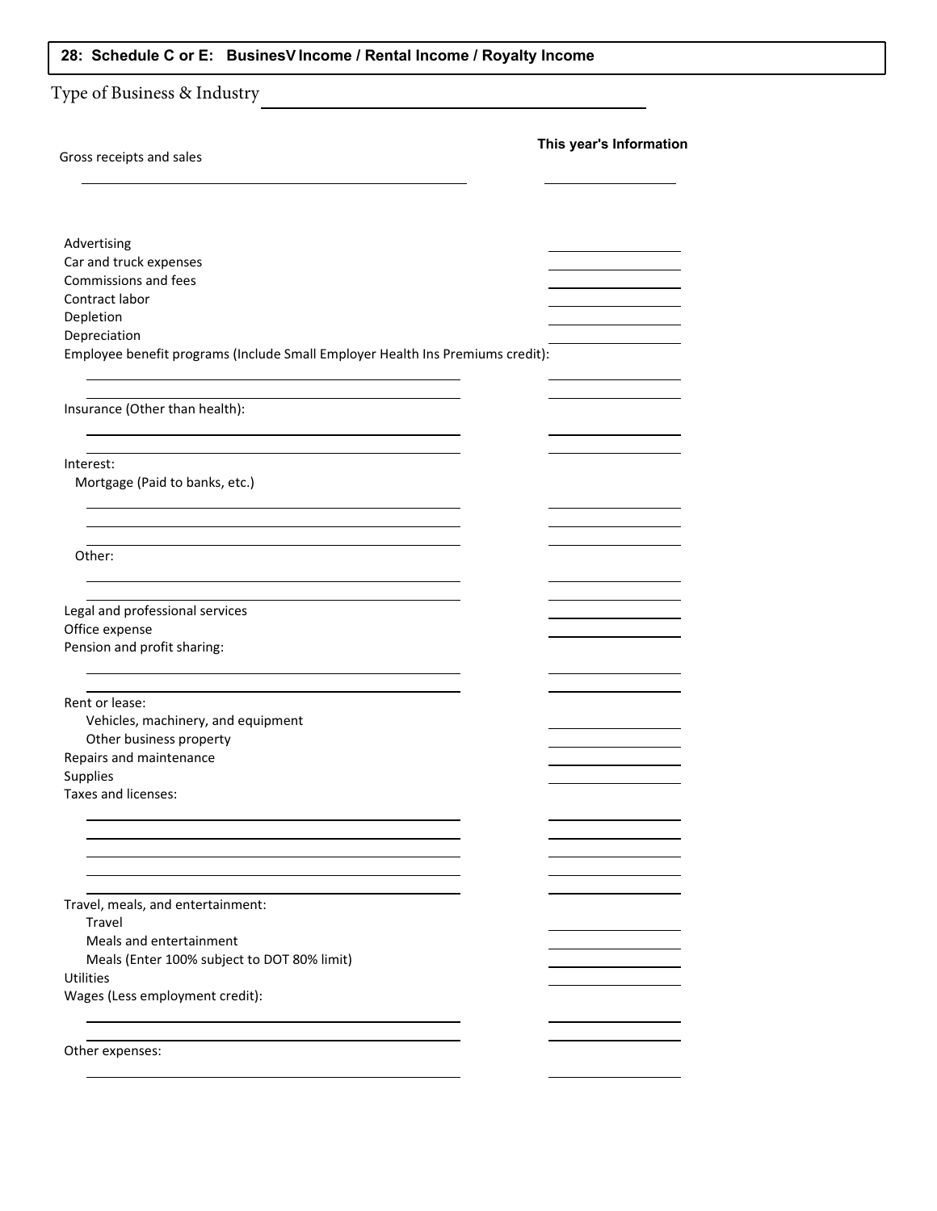## 28: Schedule C or E: BusinesV Income / Rental Income / Royalty Income

Type of Business & Industry ______________________________

| | This year's Information |
|---|---|
| Gross receipts and sales | |
| ______________________________ | ____________ |
| Advertising | ____________ |
| Car and truck expenses | ____________ |
| Commissions and fees | ____________ |
| Contract labor | ____________ |
| Depletion | ____________ |
| Depreciation | ____________ |
| Employee benefit programs (Include Small Employer Health Ins Premiums credit): | |
| ______________________________ | ____________ |
| ______________________________ | ____________ |
| Insurance (Other than health): | |
| ______________________________ | ____________ |
| ______________________________ | ____________ |
| Interest: | |
| Mortgage (Paid to banks, etc.) | |
| ______________________________ | ____________ |
| ______________________________ | ____________ |
| ______________________________ | ____________ |
| Other: | |
| ______________________________ | ____________ |
| ______________________________ | ____________ |
| Legal and professional services | ____________ |
| Office expense | ____________ |
| Pension and profit sharing: | |
| ______________________________ | ____________ |
| ______________________________ | ____________ |
| Rent or lease: | |
| Vehicles, machinery, and equipment | ____________ |
| Other business property | ____________ |
| Repairs and maintenance | ____________ |
| Supplies | ____________ |
| Taxes and licenses: | |
| ______________________________ | ____________ |
| ______________________________ | ____________ |
| ______________________________ | ____________ |
| ______________________________ | ____________ |
| ______________________________ | ____________ |
| Travel, meals, and entertainment: | |
| Travel | ____________ |
| Meals and entertainment | ____________ |
| Meals (Enter 100% subject to DOT 80% limit) | ____________ |
| Utilities | ____________ |
| Wages (Less employment credit): | |
| ______________________________ | ____________ |
| ______________________________ | ____________ |
| Other expenses: | |
| ______________________________ | ____________ |